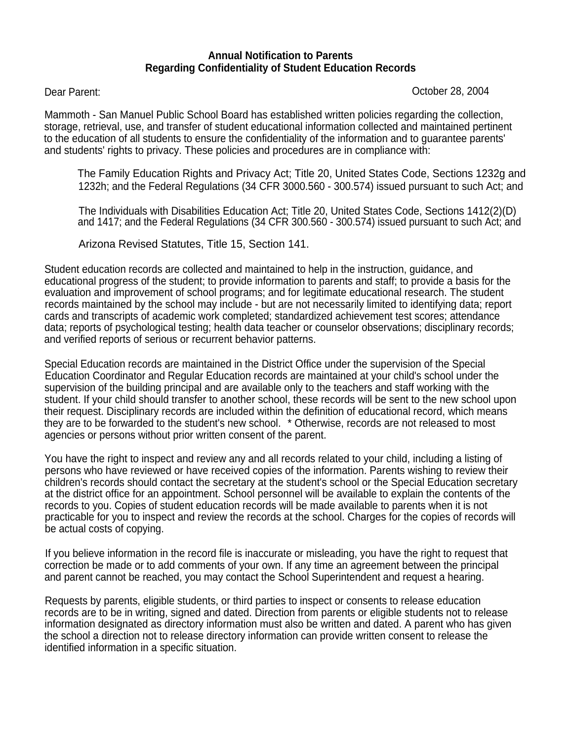**Annual Notification to Parents**
**Regarding Confidentiality of Student Education Records**

Dear Parent: October 28, 2004

Mammoth - San Manuel Public School Board has established written policies regarding the collection, storage, retrieval, use, and transfer of student educational information collected and maintained pertinent to the education of all students to ensure the confidentiality of the information and to guarantee parents' and students' rights to privacy. These policies and procedures are in compliance with:

The Family Education Rights and Privacy Act; Title 20, United States Code, Sections 1232g and 1232h; and the Federal Regulations (34 CFR 3000.560 - 300.574) issued pursuant to such Act; and

The Individuals with Disabilities Education Act; Title 20, United States Code, Sections 1412(2)(D) and 1417; and the Federal Regulations (34 CFR 300.560 - 300.574) issued pursuant to such Act; and

Arizona Revised Statutes, Title 15, Section 141.

Student education records are collected and maintained to help in the instruction, guidance, and educational progress of the student; to provide information to parents and staff; to provide a basis for the evaluation and improvement of school programs; and for legitimate educational research. The student records maintained by the school may include - but are not necessarily limited to identifying data; report cards and transcripts of academic work completed; standardized achievement test scores; attendance data; reports of psychological testing; health data teacher or counselor observations; disciplinary records; and verified reports of serious or recurrent behavior patterns.

Special Education records are maintained in the District Office under the supervision of the Special Education Coordinator and Regular Education records are maintained at your child's school under the supervision of the building principal and are available only to the teachers and staff working with the student. If your child should transfer to another school, these records will be sent to the new school upon their request. Disciplinary records are included within the definition of educational record, which means they are to be forwarded to the student's new school. * Otherwise, records are not released to most agencies or persons without prior written consent of the parent.

You have the right to inspect and review any and all records related to your child, including a listing of persons who have reviewed or have received copies of the information. Parents wishing to review their children's records should contact the secretary at the student's school or the Special Education secretary at the district office for an appointment. School personnel will be available to explain the contents of the records to you. Copies of student education records will be made available to parents when it is not practicable for you to inspect and review the records at the school. Charges for the copies of records will be actual costs of copying.

If you believe information in the record file is inaccurate or misleading, you have the right to request that correction be made or to add comments of your own. If any time an agreement between the principal and parent cannot be reached, you may contact the School Superintendent and request a hearing.

Requests by parents, eligible students, or third parties to inspect or consents to release education records are to be in writing, signed and dated. Direction from parents or eligible students not to release information designated as directory information must also be written and dated. A parent who has given the school a direction not to release directory information can provide written consent to release the identified information in a specific situation.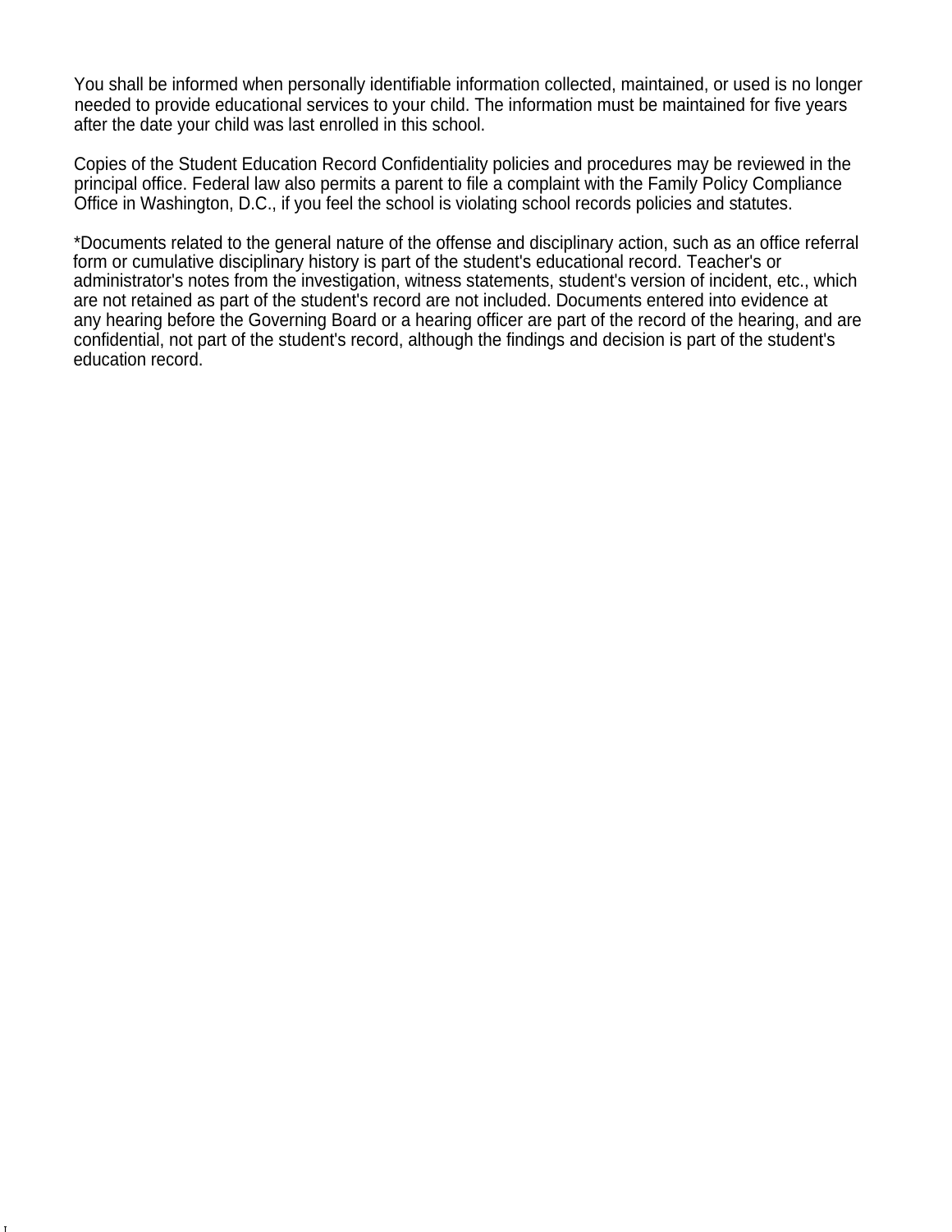You shall be informed when personally identifiable information collected, maintained, or used is no longer needed to provide educational services to your child. The information must be maintained for five years after the date your child was last enrolled in this school.

Copies of the Student Education Record Confidentiality policies and procedures may be reviewed in the principal office. Federal law also permits a parent to file a complaint with the Family Policy Compliance Office in Washington, D.C., if you feel the school is violating school records policies and statutes.

*Documents related to the general nature of the offense and disciplinary action, such as an office referral form or cumulative disciplinary history is part of the student's educational record. Teacher's or administrator's notes from the investigation, witness statements, student's version of incident, etc., which are not retained as part of the student's record are not included. Documents entered into evidence at any hearing before the Governing Board or a hearing officer are part of the record of the hearing, and are confidential, not part of the student's record, although the findings and decision is part of the student's education record.